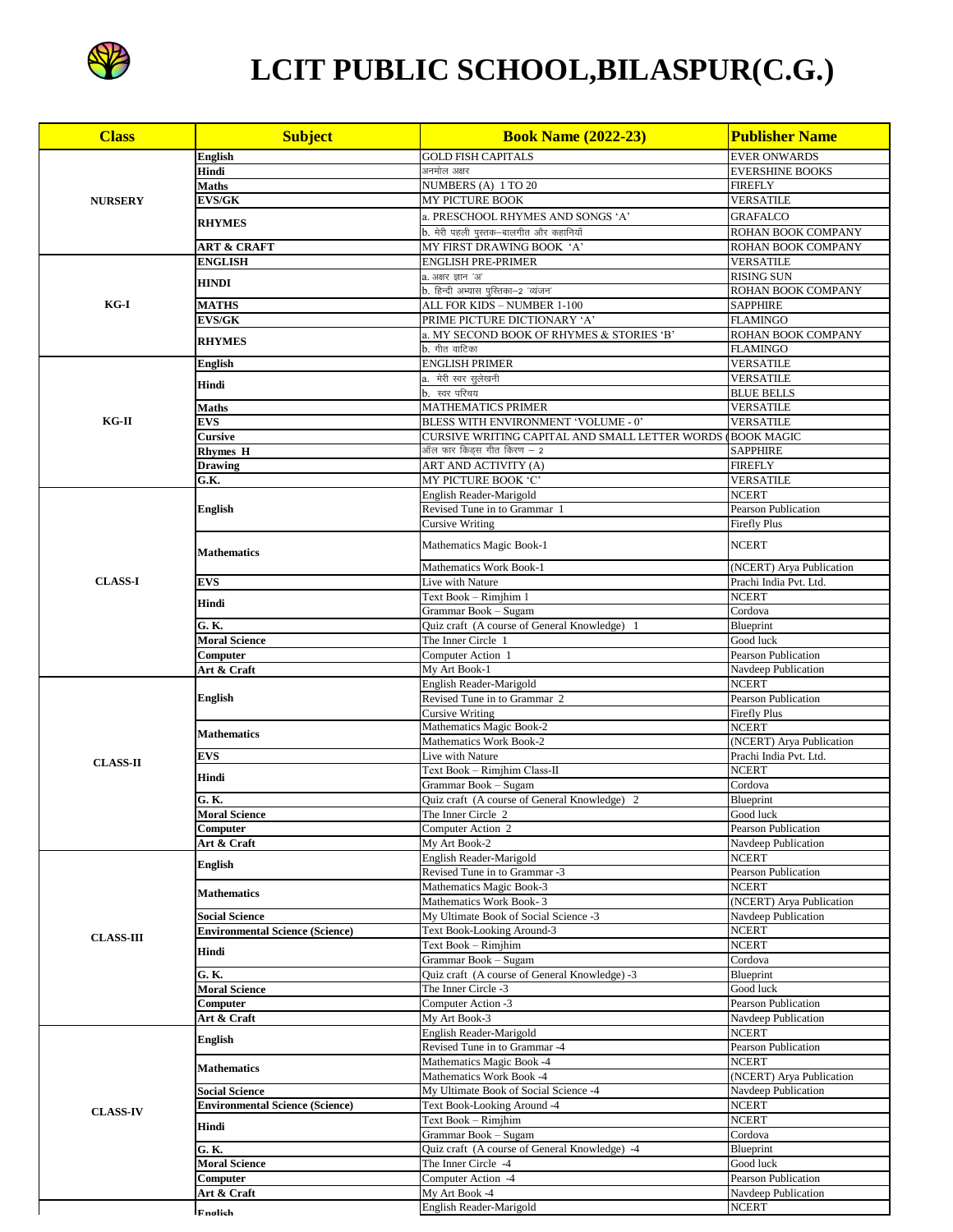# LCIT PUBLIC SCHOOL,BILASPUR(C.G.)

| Class | Subject | Book Name (2022-23) | Publisher Name |
|---|---|---|---|
| NURSERY | English | GOLD FISH CAPITALS | EVER ONWARDS |
| | Hindi | अनमोल अक्षर | EVERSHINE BOOKS |
| | Maths | NUMBERS (A) 1 TO 20 | FIREFLY |
| | EVS/GK | MY PICTURE BOOK | VERSATILE |
| | RHYMES | a. PRESCHOOL RHYMES AND SONGS 'A' | GRAFALCO |
| | | b. मेरी पहली पुस्तक–बालगीत और कहानियाँ | ROHAN BOOK COMPANY |
| | ART & CRAFT | MY FIRST DRAWING BOOK 'A' | ROHAN BOOK COMPANY |
| KG-I | ENGLISH | ENGLISH PRE-PRIMER | VERSATILE |
| | HINDI | a. अक्षर ज्ञान 'अ' | RISING SUN |
| | | b. हिन्दी अभ्यास पुस्तिका–2 'व्यंजन' | ROHAN BOOK COMPANY |
| | MATHS | ALL FOR KIDS – NUMBER 1-100 | SAPPHIRE |
| | EVS/GK | PRIME PICTURE DICTIONARY 'A' | FLAMINGO |
| | RHYMES | a. MY SECOND BOOK OF RHYMES & STORIES 'B' | ROHAN BOOK COMPANY |
| | | b. गीत वाटिका | FLAMINGO |
| KG-II | English | ENGLISH PRIMER | VERSATILE |
| | Hindi | a. मेरी स्वर सुलेखनी | VERSATILE |
| | | b. स्वर परिचय | BLUE BELLS |
| | Maths | MATHEMATICS PRIMER | VERSATILE |
| | EVS | BLESS WITH ENVIRONMENT 'VOLUME - 0' | VERSATILE |
| | Cursive | CURSIVE WRITING CAPITAL AND SMALL LETTER WORDS ( | BOOK MAGIC |
| | Rhymes H | ऑल फार किड्स गीत किरण – 2 | SAPPHIRE |
| | Drawing | ART AND ACTIVITY (A) | FIREFLY |
| | G.K. | MY PICTURE BOOK 'C' | VERSATILE |
| CLASS-I | English | English Reader-Marigold | NCERT |
| | | Revised Tune in to Grammar 1 | Pearson Publication |
| | | Cursive Writing | Firefly Plus |
| | Mathematics | Mathematics Magic Book-1 | NCERT |
| | | Mathematics Work Book-1 | (NCERT) Arya Publication |
| | EVS | Live with Nature | Prachi India Pvt. Ltd. |
| | Hindi | Text Book – Rimjhim 1 | NCERT |
| | | Grammar Book – Sugam | Cordova |
| | G. K. | Quiz craft (A course of General Knowledge) 1 | Blueprint |
| | Moral Science | The Inner Circle 1 | Good luck |
| | Computer | Computer Action 1 | Pearson Publication |
| | Art & Craft | My Art Book-1 | Navdeep Publication |
| CLASS-II | English | English Reader-Marigold | NCERT |
| | | Revised Tune in to Grammar 2 | Pearson Publication |
| | | Cursive Writing | Firefly Plus |
| | Mathematics | Mathematics Magic Book-2 | NCERT |
| | | Mathematics Work Book-2 | (NCERT) Arya Publication |
| | EVS | Live with Nature | Prachi India Pvt. Ltd. |
| | Hindi | Text Book – Rimjhim Class-II | NCERT |
| | | Grammar Book – Sugam | Cordova |
| | G. K. | Quiz craft (A course of General Knowledge) 2 | Blueprint |
| | Moral Science | The Inner Circle 2 | Good luck |
| | Computer | Computer Action 2 | Pearson Publication |
| | Art & Craft | My Art Book-2 | Navdeep Publication |
| CLASS-III | English | English Reader-Marigold | NCERT |
| | | Revised Tune in to Grammar -3 | Pearson Publication |
| | Mathematics | Mathematics Magic Book-3 | NCERT |
| | | Mathematics Work Book- 3 | (NCERT) Arya Publication |
| | Social Science | My Ultimate Book of Social Science -3 | Navdeep Publication |
| | Environmental Science (Science) | Text Book-Looking Around-3 | NCERT |
| | Hindi | Text Book – Rimjhim | NCERT |
| | | Grammar Book – Sugam | Cordova |
| | G. K. | Quiz craft (A course of General Knowledge) -3 | Blueprint |
| | Moral Science | The Inner Circle -3 | Good luck |
| | Computer | Computer Action -3 | Pearson Publication |
| | Art & Craft | My Art Book-3 | Navdeep Publication |
| CLASS-IV | English | English Reader-Marigold | NCERT |
| | | Revised Tune in to Grammar -4 | Pearson Publication |
| | Mathematics | Mathematics Magic Book -4 | NCERT |
| | | Mathematics Work Book -4 | (NCERT) Arya Publication |
| | Social Science | My Ultimate Book of Social Science -4 | Navdeep Publication |
| | Environmental Science (Science) | Text Book-Looking Around -4 | NCERT |
| | Hindi | Text Book – Rimjhim | NCERT |
| | | Grammar Book – Sugam | Cordova |
| | G. K. | Quiz craft (A course of General Knowledge) -4 | Blueprint |
| | Moral Science | The Inner Circle -4 | Good luck |
| | Computer | Computer Action -4 | Pearson Publication |
| | Art & Craft | My Art Book -4 | Navdeep Publication |
| | English | English Reader-Marigold | NCERT |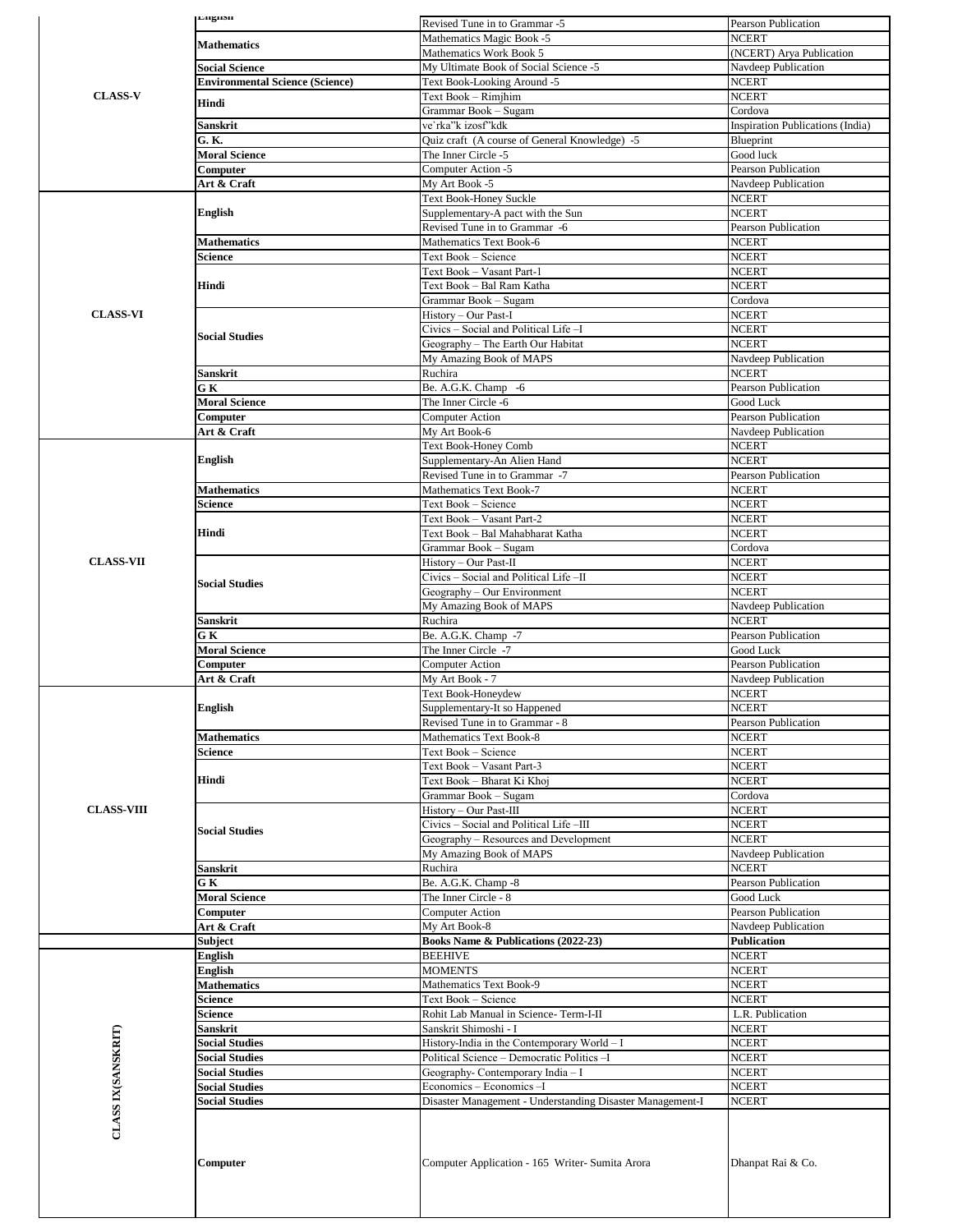| | | | |
|---|---|---|---|
| CLASS-V | English | Revised Tune in to Grammar -5 | Pearson Publication |
| | Mathematics | Mathematics Magic Book -5 | NCERT |
| | | Mathematics Work Book 5 | (NCERT) Arya Publication |
| | Social Science | My Ultimate Book of Social Science -5 | Navdeep Publication |
| | Environmental Science (Science) | Text Book-Looking Around -5 | NCERT |
| | Hindi | Text Book – Rimjhim | NCERT |
| | | Grammar Book – Sugam | Cordova |
| | Sanskrit | ve`rka"k izosf"kdk | Inspiration Publications (India) |
| | G. K. | Quiz craft (A course of General Knowledge) -5 | Blueprint |
| | Moral Science | The Inner Circle -5 | Good luck |
| | Computer | Computer Action -5 | Pearson Publication |
| | Art & Craft | My Art Book -5 | Navdeep Publication |
| CLASS-VI | English | Text Book-Honey Suckle | NCERT |
| | | Supplementary-A pact with the Sun | NCERT |
| | | Revised Tune in to Grammar -6 | Pearson Publication |
| | Mathematics | Mathematics Text Book-6 | NCERT |
| | Science | Text Book – Science | NCERT |
| | Hindi | Text Book – Vasant Part-1 | NCERT |
| | | Text Book – Bal Ram Katha | NCERT |
| | | Grammar Book – Sugam | Cordova |
| | Social Studies | History – Our Past-I | NCERT |
| | | Civics – Social and Political Life –I | NCERT |
| | | Geography – The Earth Our Habitat | NCERT |
| | | My Amazing Book of MAPS | Navdeep Publication |
| | Sanskrit | Ruchira | NCERT |
| | G K | Be. A.G.K. Champ -6 | Pearson Publication |
| | Moral Science | The Inner Circle -6 | Good Luck |
| | Computer | Computer Action | Pearson Publication |
| | Art & Craft | My Art Book-6 | Navdeep Publication |
| CLASS-VII | English | Text Book-Honey Comb | NCERT |
| | | Supplementary-An Alien Hand | NCERT |
| | | Revised Tune in to Grammar -7 | Pearson Publication |
| | Mathematics | Mathematics Text Book-7 | NCERT |
| | Science | Text Book – Science | NCERT |
| | Hindi | Text Book – Vasant Part-2 | NCERT |
| | | Text Book – Bal Mahabharat Katha | NCERT |
| | | Grammar Book – Sugam | Cordova |
| | Social Studies | History – Our Past-II | NCERT |
| | | Civics – Social and Political Life –II | NCERT |
| | | Geography – Our Environment | NCERT |
| | | My Amazing Book of MAPS | Navdeep Publication |
| | Sanskrit | Ruchira | NCERT |
| | G K | Be. A.G.K. Champ -7 | Pearson Publication |
| | Moral Science | The Inner Circle -7 | Good Luck |
| | Computer | Computer Action | Pearson Publication |
| | Art & Craft | My Art Book - 7 | Navdeep Publication |
| CLASS-VIII | English | Text Book-Honeydew | NCERT |
| | | Supplementary-It so Happened | NCERT |
| | | Revised Tune in to Grammar - 8 | Pearson Publication |
| | Mathematics | Mathematics Text Book-8 | NCERT |
| | Science | Text Book – Science | NCERT |
| | Hindi | Text Book – Vasant Part-3 | NCERT |
| | | Text Book – Bharat Ki Khoj | NCERT |
| | | Grammar Book – Sugam | Cordova |
| | Social Studies | History – Our Past-III | NCERT |
| | | Civics – Social and Political Life –III | NCERT |
| | | Geography – Resources and Development | NCERT |
| | | My Amazing Book of MAPS | Navdeep Publication |
| | Sanskrit | Ruchira | NCERT |
| | G K | Be. A.G.K. Champ -8 | Pearson Publication |
| | Moral Science | The Inner Circle - 8 | Good Luck |
| | Computer | Computer Action | Pearson Publication |
| | Art & Craft | My Art Book-8 | Navdeep Publication |
| | **Subject** | **Books Name & Publications (2022-23)** | **Publication** |
| CLASS IX(SANSKRIT) | English | BEEHIVE | NCERT |
| | English | MOMENTS | NCERT |
| | Mathematics | Mathematics Text Book-9 | NCERT |
| | Science | Text Book – Science | NCERT |
| | Science | Rohit Lab Manual in Science- Term-I-II | L.R. Publication |
| | Sanskrit | Sanskrit Shimoshi - I | NCERT |
| | Social Studies | History-India in the Contemporary World – I | NCERT |
| | Social Studies | Political Science – Democratic Politics –I | NCERT |
| | Social Studies | Geography- Contemporary India – I | NCERT |
| | Social Studies | Economics – Economics –I | NCERT |
| | Social Studies | Disaster Management - Understanding Disaster Management-I | NCERT |
| | Computer | Computer Application - 165 Writer- Sumita Arora | Dhanpat Rai & Co. |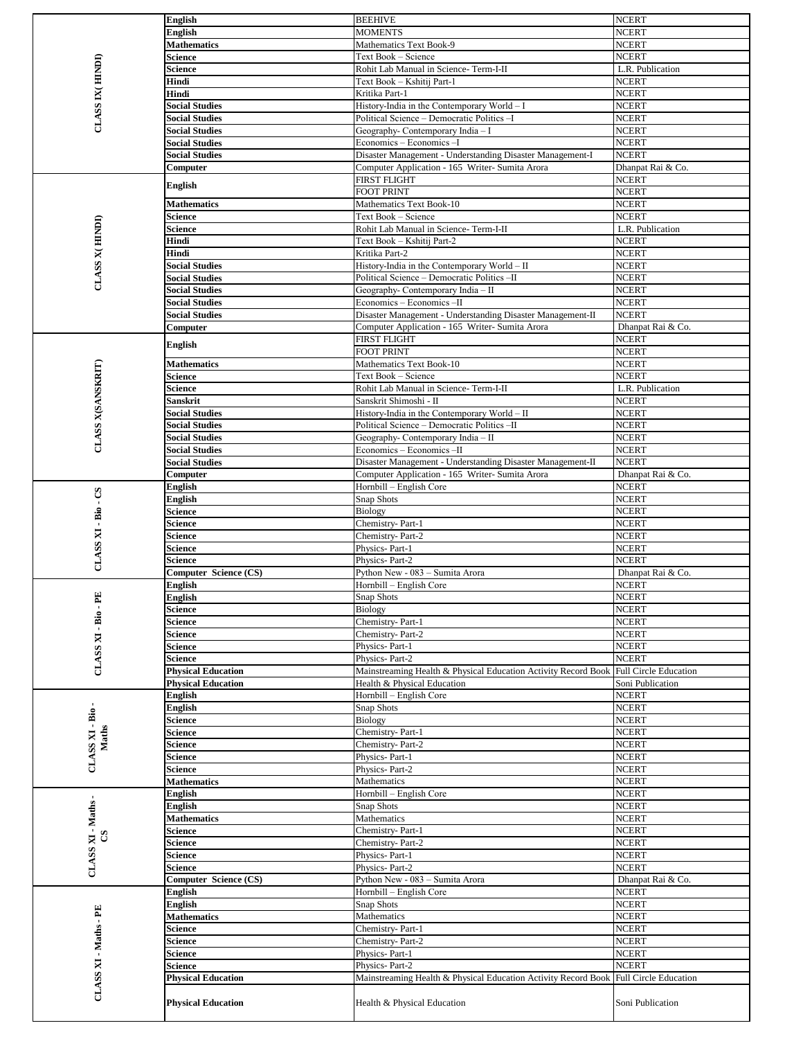| Class | Subject | Book | Publisher |
|---|---|---|---|
| CLASS IX( HINDI) | English | BEEHIVE | NCERT |
| | English | MOMENTS | NCERT |
| | Mathematics | Mathematics Text Book-9 | NCERT |
| | Science | Text Book – Science | NCERT |
| | Science | Rohit Lab Manual in Science- Term-I-II | L.R. Publication |
| | Hindi | Text Book – Kshitij Part-1 | NCERT |
| | Hindi | Kritika Part-1 | NCERT |
| | Social Studies | History-India in the Contemporary World – I | NCERT |
| | Social Studies | Political Science – Democratic Politics –I | NCERT |
| | Social Studies | Geography- Contemporary India – I | NCERT |
| | Social Studies | Economics – Economics –I | NCERT |
| | Social Studies | Disaster Management - Understanding Disaster Management-I | NCERT |
| | Computer | Computer Application - 165 Writer- Sumita Arora | Dhanpat Rai & Co. |
| CLASS X( HINDI) | English | FIRST FLIGHT | NCERT |
| | | FOOT PRINT | NCERT |
| | Mathematics | Mathematics Text Book-10 | NCERT |
| | Science | Text Book – Science | NCERT |
| | Science | Rohit Lab Manual in Science- Term-I-II | L.R. Publication |
| | Hindi | Text Book – Kshitij Part-2 | NCERT |
| | Hindi | Kritika Part-2 | NCERT |
| | Social Studies | History-India in the Contemporary World – II | NCERT |
| | Social Studies | Political Science – Democratic Politics –II | NCERT |
| | Social Studies | Geography- Contemporary India – II | NCERT |
| | Social Studies | Economics – Economics –II | NCERT |
| | Social Studies | Disaster Management - Understanding Disaster Management-II | NCERT |
| | Computer | Computer Application - 165 Writer- Sumita Arora | Dhanpat Rai & Co. |
| CLASS X(SANSKRIT) | English | FIRST FLIGHT | NCERT |
| | | FOOT PRINT | NCERT |
| | Mathematics | Mathematics Text Book-10 | NCERT |
| | Science | Text Book – Science | NCERT |
| | Science | Rohit Lab Manual in Science- Term-I-II | L.R. Publication |
| | Sanskrit | Sanskrit Shimoshi - II | NCERT |
| | Social Studies | History-India in the Contemporary World – II | NCERT |
| | Social Studies | Political Science – Democratic Politics –II | NCERT |
| | Social Studies | Geography- Contemporary India – II | NCERT |
| | Social Studies | Economics – Economics –II | NCERT |
| | Social Studies | Disaster Management - Understanding Disaster Management-II | NCERT |
| | Computer | Computer Application - 165 Writer- Sumita Arora | Dhanpat Rai & Co. |
| CLASS XI - Bio - CS | English | Hornbill – English Core | NCERT |
| | English | Snap Shots | NCERT |
| | Science | Biology | NCERT |
| | Science | Chemistry- Part-1 | NCERT |
| | Science | Chemistry- Part-2 | NCERT |
| | Science | Physics- Part-1 | NCERT |
| | Science | Physics- Part-2 | NCERT |
| | Computer Science (CS) | Python New - 083 – Sumita Arora | Dhanpat Rai & Co. |
| CLASS XI - Bio - PE | English | Hornbill – English Core | NCERT |
| | English | Snap Shots | NCERT |
| | Science | Biology | NCERT |
| | Science | Chemistry- Part-1 | NCERT |
| | Science | Chemistry- Part-2 | NCERT |
| | Science | Physics- Part-1 | NCERT |
| | Science | Physics- Part-2 | NCERT |
| | Physical Education | Mainstreaming Health & Physical Education Activity Record Book | Full Circle Education |
| | Physical Education | Health & Physical Education | Soni Publication |
| CLASS XI - Bio - Maths | English | Hornbill – English Core | NCERT |
| | English | Snap Shots | NCERT |
| | Science | Biology | NCERT |
| | Science | Chemistry- Part-1 | NCERT |
| | Science | Chemistry- Part-2 | NCERT |
| | Science | Physics- Part-1 | NCERT |
| | Science | Physics- Part-2 | NCERT |
| | Mathematics | Mathematics | NCERT |
| CLASS XI - Maths - CS | English | Hornbill – English Core | NCERT |
| | English | Snap Shots | NCERT |
| | Mathematics | Mathematics | NCERT |
| | Science | Chemistry- Part-1 | NCERT |
| | Science | Chemistry- Part-2 | NCERT |
| | Science | Physics- Part-1 | NCERT |
| | Science | Physics- Part-2 | NCERT |
| | Computer Science (CS) | Python New - 083 – Sumita Arora | Dhanpat Rai & Co. |
| CLASS XI - Maths - PE | English | Hornbill – English Core | NCERT |
| | English | Snap Shots | NCERT |
| | Mathematics | Mathematics | NCERT |
| | Science | Chemistry- Part-1 | NCERT |
| | Science | Chemistry- Part-2 | NCERT |
| | Science | Physics- Part-1 | NCERT |
| | Science | Physics- Part-2 | NCERT |
| | Physical Education | Mainstreaming Health & Physical Education Activity Record Book | Full Circle Education |
| | Physical Education | Health & Physical Education | Soni Publication |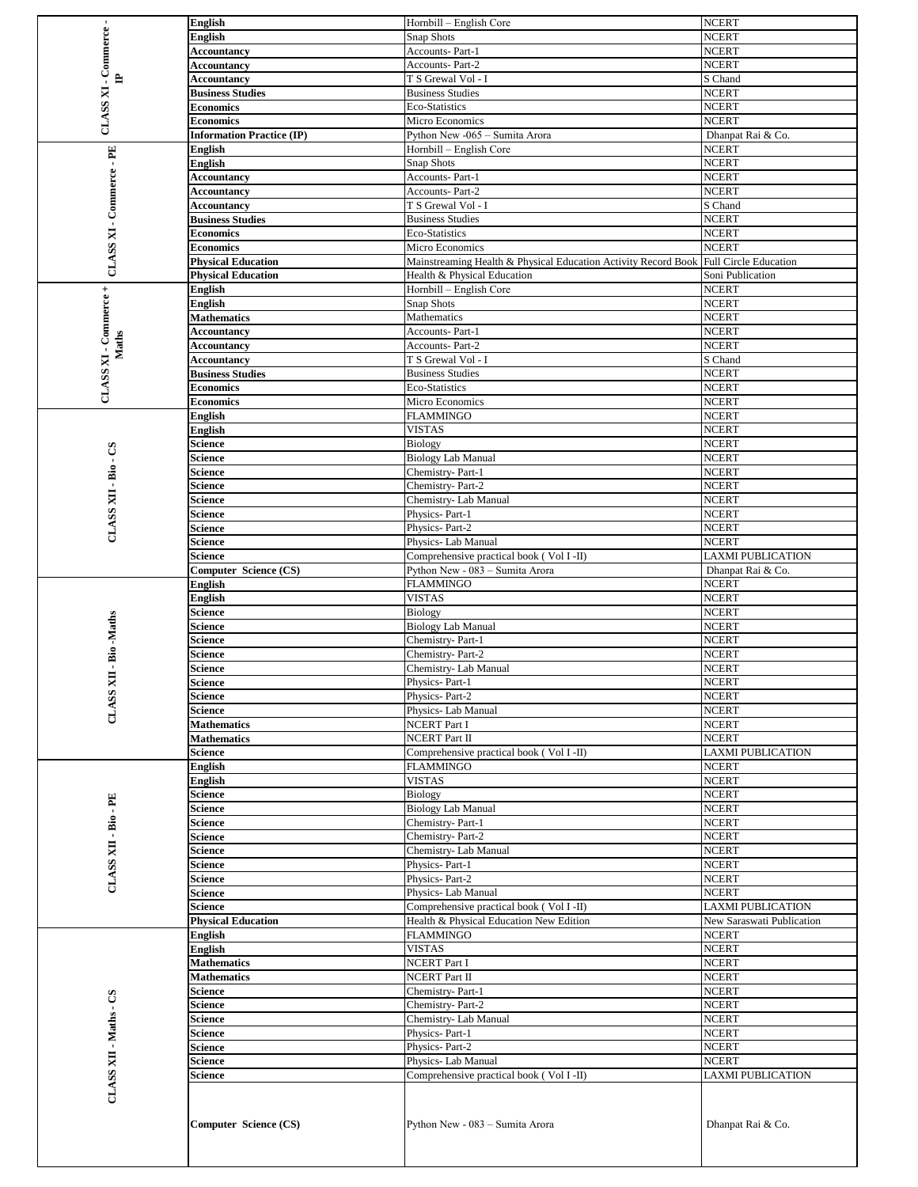| | | | |
|---|---|---|---|
| **CLASS XI - Commerce - IP** | **English** | Hornbill – English Core | NCERT |
| | **English** | Snap Shots | NCERT |
| | **Accountancy** | Accounts- Part-1 | NCERT |
| | **Accountancy** | Accounts- Part-2 | NCERT |
| | **Accountancy** | T S Grewal Vol - I | S Chand |
| | **Business Studies** | Business Studies | NCERT |
| | **Economics** | Eco-Statistics | NCERT |
| | **Economics** | Micro Economics | NCERT |
| | **Information Practice (IP)** | Python New -065 – Sumita Arora | Dhanpat Rai & Co. |
| **CLASS XI - Commerce - PE** | **English** | Hornbill – English Core | NCERT |
| | **English** | Snap Shots | NCERT |
| | **Accountancy** | Accounts- Part-1 | NCERT |
| | **Accountancy** | Accounts- Part-2 | NCERT |
| | **Accountancy** | T S Grewal Vol - I | S Chand |
| | **Business Studies** | Business Studies | NCERT |
| | **Economics** | Eco-Statistics | NCERT |
| | **Economics** | Micro Economics | NCERT |
| | **Physical Education** | Mainstreaming Health & Physical Education Activity Record Book | Full Circle Education |
| | **Physical Education** | Health & Physical Education | Soni Publication |
| **CLASS XI - Commerce + Maths** | **English** | Hornbill – English Core | NCERT |
| | **English** | Snap Shots | NCERT |
| | **Mathematics** | Mathematics | NCERT |
| | **Accountancy** | Accounts- Part-1 | NCERT |
| | **Accountancy** | Accounts- Part-2 | NCERT |
| | **Accountancy** | T S Grewal Vol - I | S Chand |
| | **Business Studies** | Business Studies | NCERT |
| | **Economics** | Eco-Statistics | NCERT |
| | **Economics** | Micro Economics | NCERT |
| **CLASS XII - Bio - CS** | **English** | FLAMMINGO | NCERT |
| | **English** | VISTAS | NCERT |
| | **Science** | Biology | NCERT |
| | **Science** | Biology Lab Manual | NCERT |
| | **Science** | Chemistry- Part-1 | NCERT |
| | **Science** | Chemistry- Part-2 | NCERT |
| | **Science** | Chemistry- Lab Manual | NCERT |
| | **Science** | Physics- Part-1 | NCERT |
| | **Science** | Physics- Part-2 | NCERT |
| | **Science** | Physics- Lab Manual | NCERT |
| | **Science** | Comprehensive practical book ( Vol I -II) | LAXMI PUBLICATION |
| | **Computer Science (CS)** | Python New - 083 – Sumita Arora | Dhanpat Rai & Co. |
| **CLASS XII - Bio -Maths** | **English** | FLAMMINGO | NCERT |
| | **English** | VISTAS | NCERT |
| | **Science** | Biology | NCERT |
| | **Science** | Biology Lab Manual | NCERT |
| | **Science** | Chemistry- Part-1 | NCERT |
| | **Science** | Chemistry- Part-2 | NCERT |
| | **Science** | Chemistry- Lab Manual | NCERT |
| | **Science** | Physics- Part-1 | NCERT |
| | **Science** | Physics- Part-2 | NCERT |
| | **Science** | Physics- Lab Manual | NCERT |
| | **Mathematics** | NCERT Part I | NCERT |
| | **Mathematics** | NCERT Part II | NCERT |
| | **Science** | Comprehensive practical book ( Vol I -II) | LAXMI PUBLICATION |
| **CLASS XII - Bio - PE** | **English** | FLAMMINGO | NCERT |
| | **English** | VISTAS | NCERT |
| | **Science** | Biology | NCERT |
| | **Science** | Biology Lab Manual | NCERT |
| | **Science** | Chemistry- Part-1 | NCERT |
| | **Science** | Chemistry- Part-2 | NCERT |
| | **Science** | Chemistry- Lab Manual | NCERT |
| | **Science** | Physics- Part-1 | NCERT |
| | **Science** | Physics- Part-2 | NCERT |
| | **Science** | Physics- Lab Manual | NCERT |
| | **Science** | Comprehensive practical book ( Vol I -II) | LAXMI PUBLICATION |
| | **Physical Education** | Health & Physical Education New Edition | New Saraswati Publication |
| **CLASS XII - Maths - CS** | **English** | FLAMMINGO | NCERT |
| | **English** | VISTAS | NCERT |
| | **Mathematics** | NCERT Part I | NCERT |
| | **Mathematics** | NCERT Part II | NCERT |
| | **Science** | Chemistry- Part-1 | NCERT |
| | **Science** | Chemistry- Part-2 | NCERT |
| | **Science** | Chemistry- Lab Manual | NCERT |
| | **Science** | Physics- Part-1 | NCERT |
| | **Science** | Physics- Part-2 | NCERT |
| | **Science** | Physics- Lab Manual | NCERT |
| | **Science** | Comprehensive practical book ( Vol I -II) | LAXMI PUBLICATION |
| | **Computer Science (CS)** | Python New - 083 – Sumita Arora | Dhanpat Rai & Co. |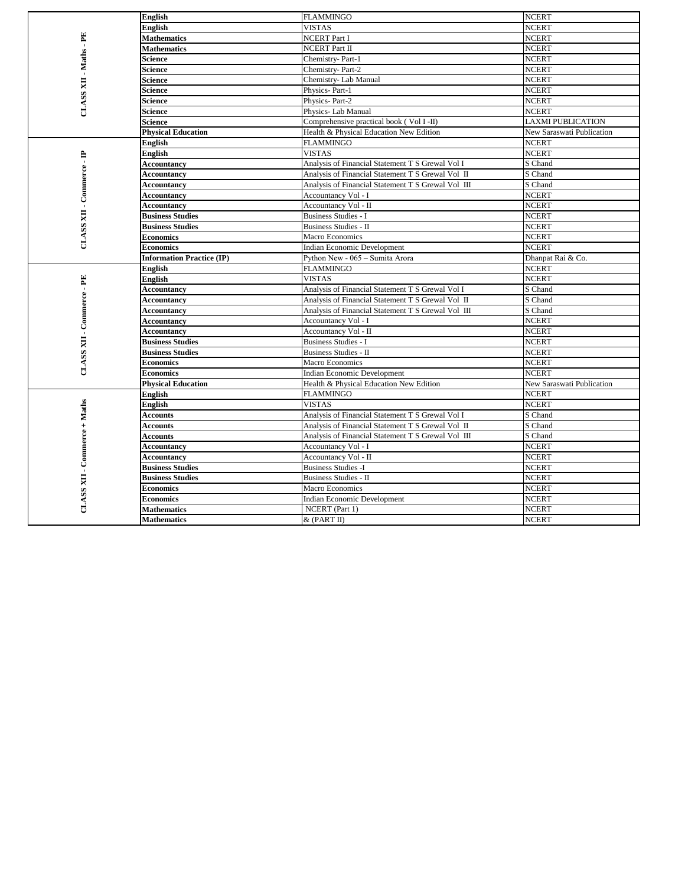| | | | |
|---|---|---|---|
| CLASS XII - Maths - PE | **English** | FLAMMINGO | NCERT |
| | **English** | VISTAS | NCERT |
| | **Mathematics** | NCERT Part I | NCERT |
| | **Mathematics** | NCERT Part II | NCERT |
| | **Science** | Chemistry- Part-1 | NCERT |
| | **Science** | Chemistry- Part-2 | NCERT |
| | **Science** | Chemistry- Lab Manual | NCERT |
| | **Science** | Physics- Part-1 | NCERT |
| | **Science** | Physics- Part-2 | NCERT |
| | **Science** | Physics- Lab Manual | NCERT |
| | **Science** | Comprehensive practical book ( Vol I -II) | LAXMI PUBLICATION |
| | **Physical Education** | Health & Physical Education New Edition | New Saraswati Publication |
| CLASS XII - Commerce - IP | **English** | FLAMMINGO | NCERT |
| | **English** | VISTAS | NCERT |
| | **Accountancy** | Analysis of Financial Statement T S Grewal Vol I | S Chand |
| | **Accountancy** | Analysis of Financial Statement T S Grewal Vol II | S Chand |
| | **Accountancy** | Analysis of Financial Statement T S Grewal Vol III | S Chand |
| | **Accountancy** | Accountancy Vol - I | NCERT |
| | **Accountancy** | Accountancy Vol - II | NCERT |
| | **Business Studies** | Business Studies - I | NCERT |
| | **Business Studies** | Business Studies - II | NCERT |
| | **Economics** | Macro Economics | NCERT |
| | **Economics** | Indian Economic Development | NCERT |
| | **Information Practice (IP)** | Python New - 065 – Sumita Arora | Dhanpat Rai & Co. |
| CLASS XII - Commerce - PE | **English** | FLAMMINGO | NCERT |
| | **English** | VISTAS | NCERT |
| | **Accountancy** | Analysis of Financial Statement T S Grewal Vol I | S Chand |
| | **Accountancy** | Analysis of Financial Statement T S Grewal Vol II | S Chand |
| | **Accountancy** | Analysis of Financial Statement T S Grewal Vol III | S Chand |
| | **Accountancy** | Accountancy Vol - I | NCERT |
| | **Accountancy** | Accountancy Vol - II | NCERT |
| | **Business Studies** | Business Studies - I | NCERT |
| | **Business Studies** | Business Studies - II | NCERT |
| | **Economics** | Macro Economics | NCERT |
| | **Economics** | Indian Economic Development | NCERT |
| | **Physical Education** | Health & Physical Education New Edition | New Saraswati Publication |
| CLASS XI - Commerce + Maths | **English** | FLAMMINGO | NCERT |
| | **English** | VISTAS | NCERT |
| | **Accounts** | Analysis of Financial Statement T S Grewal Vol I | S Chand |
| | **Accounts** | Analysis of Financial Statement T S Grewal Vol II | S Chand |
| | **Accounts** | Analysis of Financial Statement T S Grewal Vol III | S Chand |
| | **Accountancy** | Accountancy Vol - I | NCERT |
| | **Accountancy** | Accountancy Vol - II | NCERT |
| | **Business Studies** | Business Studies -I | NCERT |
| | **Business Studies** | Business Studies - II | NCERT |
| | **Economics** | Macro Economics | NCERT |
| | **Economics** | Indian Economic Development | NCERT |
| | **Mathematics** | NCERT (Part 1) | NCERT |
| | **Mathematics** | & (PART II) | NCERT |